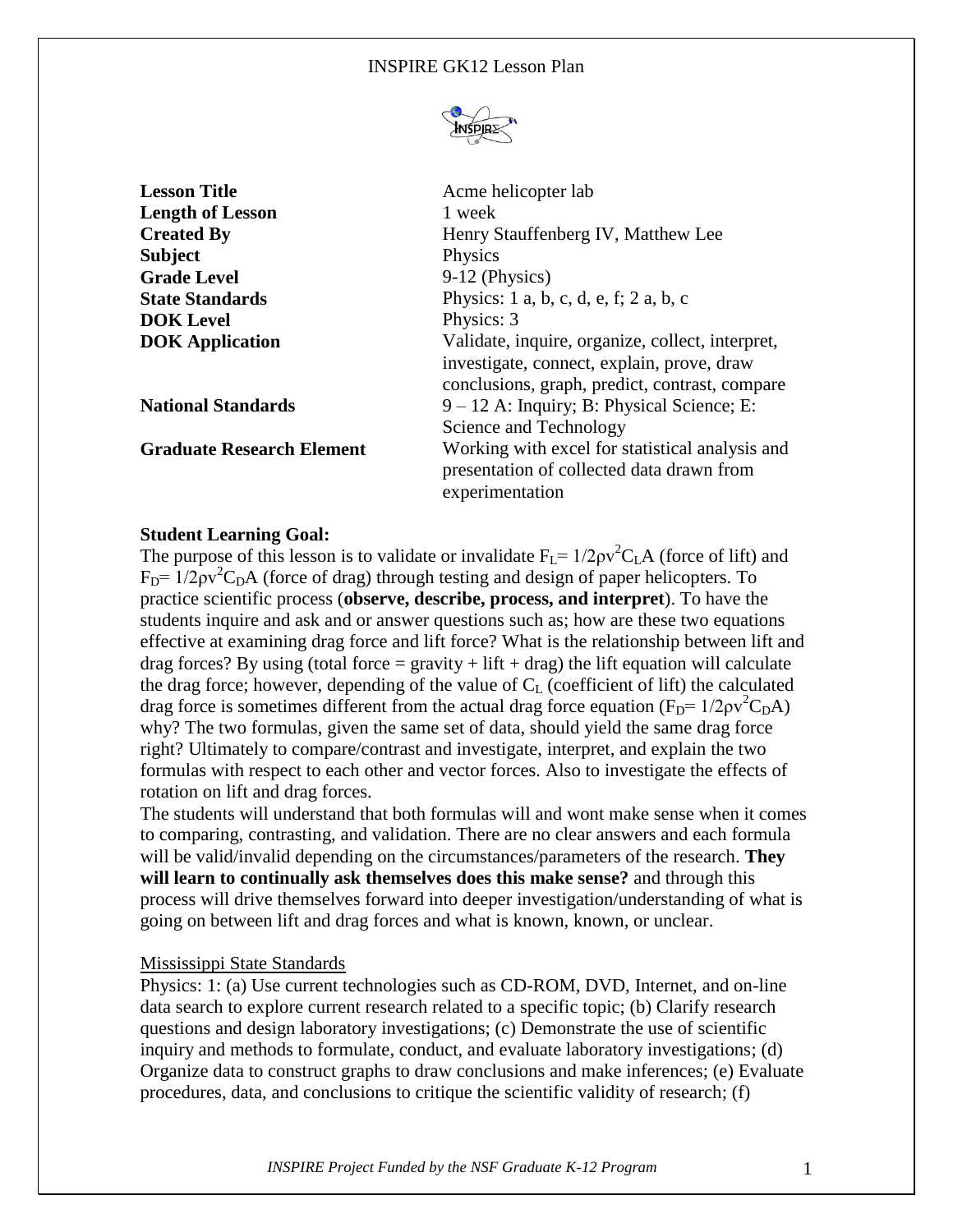# INSPIRE GK12 Lesson Plan

| | |
|---|---|
| **Lesson Title** | Acme helicopter lab |
| **Length of Lesson** | 1 week |
| **Created By** | Henry Stauffenberg IV, Matthew Lee |
| **Subject** | Physics |
| **Grade Level** | 9-12 (Physics) |
| **State Standards** | Physics: 1 a, b, c, d, e, f; 2 a, b, c |
| **DOK Level** | Physics: 3 |
| **DOK Application** | Validate, inquire, organize, collect, interpret, investigate, connect, explain, prove, draw conclusions, graph, predict, contrast, compare |
| **National Standards** | 9 – 12 A: Inquiry; B: Physical Science; E: Science and Technology |
| **Graduate Research Element** | Working with excel for statistical analysis and presentation of collected data drawn from experimentation |

**Student Learning Goal:**

The purpose of this lesson is to validate or invalidate $F_L = 1/2\rho v^2 C_L A$ (force of lift) and $F_D = 1/2\rho v^2 C_D A$ (force of drag) through testing and design of paper helicopters. To practice scientific process (**observe, describe, process, and interpret**). To have the students inquire and ask and or answer questions such as; how are these two equations effective at examining drag force and lift force? What is the relationship between lift and drag forces? By using (total force = gravity + lift + drag) the lift equation will calculate the drag force; however, depending of the value of $C_L$ (coefficient of lift) the calculated drag force is sometimes different from the actual drag force equation ($F_D = 1/2\rho v^2 C_D A$) why? The two formulas, given the same set of data, should yield the same drag force right? Ultimately to compare/contrast and investigate, interpret, and explain the two formulas with respect to each other and vector forces. Also to investigate the effects of rotation on lift and drag forces.

The students will understand that both formulas will and wont make sense when it comes to comparing, contrasting, and validation. There are no clear answers and each formula will be valid/invalid depending on the circumstances/parameters of the research. **They will learn to continually ask themselves does this make sense?** and through this process will drive themselves forward into deeper investigation/understanding of what is going on between lift and drag forces and what is known, known, or unclear.

Mississippi State Standards

Physics: 1: (a) Use current technologies such as CD-ROM, DVD, Internet, and on-line data search to explore current research related to a specific topic; (b) Clarify research questions and design laboratory investigations; (c) Demonstrate the use of scientific inquiry and methods to formulate, conduct, and evaluate laboratory investigations; (d) Organize data to construct graphs to draw conclusions and make inferences; (e) Evaluate procedures, data, and conclusions to critique the scientific validity of research; (f)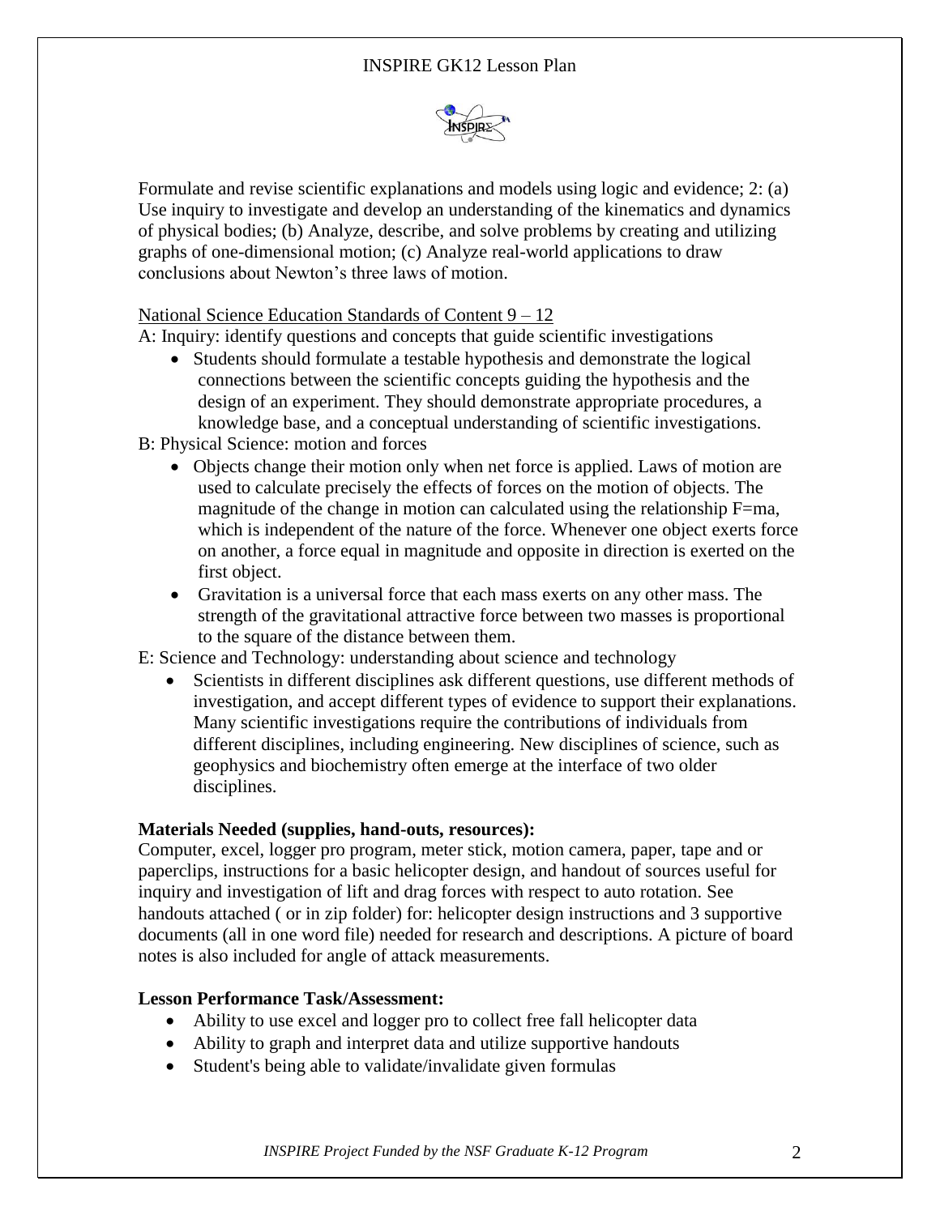Formulate and revise scientific explanations and models using logic and evidence; 2: (a) Use inquiry to investigate and develop an understanding of the kinematics and dynamics of physical bodies; (b) Analyze, describe, and solve problems by creating and utilizing graphs of one-dimensional motion; (c) Analyze real-world applications to draw conclusions about Newton's three laws of motion.

National Science Education Standards of Content 9 – 12

A: Inquiry: identify questions and concepts that guide scientific investigations

- Students should formulate a testable hypothesis and demonstrate the logical connections between the scientific concepts guiding the hypothesis and the design of an experiment. They should demonstrate appropriate procedures, a knowledge base, and a conceptual understanding of scientific investigations.

B: Physical Science: motion and forces

- Objects change their motion only when net force is applied. Laws of motion are used to calculate precisely the effects of forces on the motion of objects. The magnitude of the change in motion can calculated using the relationship F=ma, which is independent of the nature of the force. Whenever one object exerts force on another, a force equal in magnitude and opposite in direction is exerted on the first object.
- Gravitation is a universal force that each mass exerts on any other mass. The strength of the gravitational attractive force between two masses is proportional to the square of the distance between them.

E: Science and Technology: understanding about science and technology

- Scientists in different disciplines ask different questions, use different methods of investigation, and accept different types of evidence to support their explanations. Many scientific investigations require the contributions of individuals from different disciplines, including engineering. New disciplines of science, such as geophysics and biochemistry often emerge at the interface of two older disciplines.

**Materials Needed (supplies, hand-outs, resources):**

Computer, excel, logger pro program, meter stick, motion camera, paper, tape and or paperclips, instructions for a basic helicopter design, and handout of sources useful for inquiry and investigation of lift and drag forces with respect to auto rotation. See handouts attached ( or in zip folder) for: helicopter design instructions and 3 supportive documents (all in one word file) needed for research and descriptions. A picture of board notes is also included for angle of attack measurements.

**Lesson Performance Task/Assessment:**

- Ability to use excel and logger pro to collect free fall helicopter data
- Ability to graph and interpret data and utilize supportive handouts
- Student's being able to validate/invalidate given formulas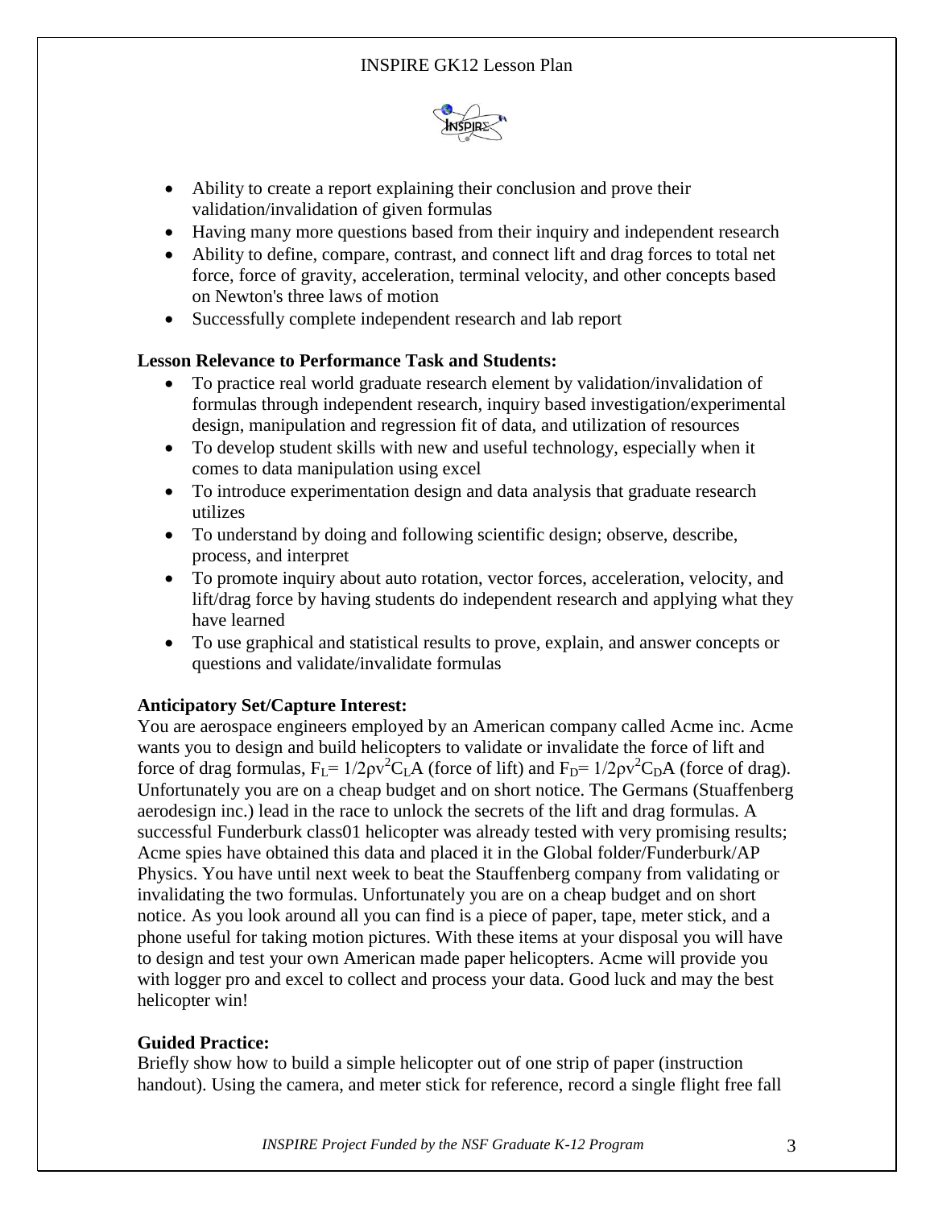- Ability to create a report explaining their conclusion and prove their validation/invalidation of given formulas
- Having many more questions based from their inquiry and independent research
- Ability to define, compare, contrast, and connect lift and drag forces to total net force, force of gravity, acceleration, terminal velocity, and other concepts based on Newton's three laws of motion
- Successfully complete independent research and lab report

**Lesson Relevance to Performance Task and Students:**

- To practice real world graduate research element by validation/invalidation of formulas through independent research, inquiry based investigation/experimental design, manipulation and regression fit of data, and utilization of resources
- To develop student skills with new and useful technology, especially when it comes to data manipulation using excel
- To introduce experimentation design and data analysis that graduate research utilizes
- To understand by doing and following scientific design; observe, describe, process, and interpret
- To promote inquiry about auto rotation, vector forces, acceleration, velocity, and lift/drag force by having students do independent research and applying what they have learned
- To use graphical and statistical results to prove, explain, and answer concepts or questions and validate/invalidate formulas

**Anticipatory Set/Capture Interest:**

You are aerospace engineers employed by an American company called Acme inc. Acme wants you to design and build helicopters to validate or invalidate the force of lift and force of drag formulas, $F_L = 1/2\rho v^2 C_L A$ (force of lift) and $F_D = 1/2\rho v^2 C_D A$ (force of drag). Unfortunately you are on a cheap budget and on short notice. The Germans (Stuaffenberg aerodesign inc.) lead in the race to unlock the secrets of the lift and drag formulas. A successful Funderburk class01 helicopter was already tested with very promising results; Acme spies have obtained this data and placed it in the Global folder/Funderburk/AP Physics. You have until next week to beat the Stauffenberg company from validating or invalidating the two formulas. Unfortunately you are on a cheap budget and on short notice. As you look around all you can find is a piece of paper, tape, meter stick, and a phone useful for taking motion pictures. With these items at your disposal you will have to design and test your own American made paper helicopters. Acme will provide you with logger pro and excel to collect and process your data. Good luck and may the best helicopter win!

**Guided Practice:**

Briefly show how to build a simple helicopter out of one strip of paper (instruction handout). Using the camera, and meter stick for reference, record a single flight free fall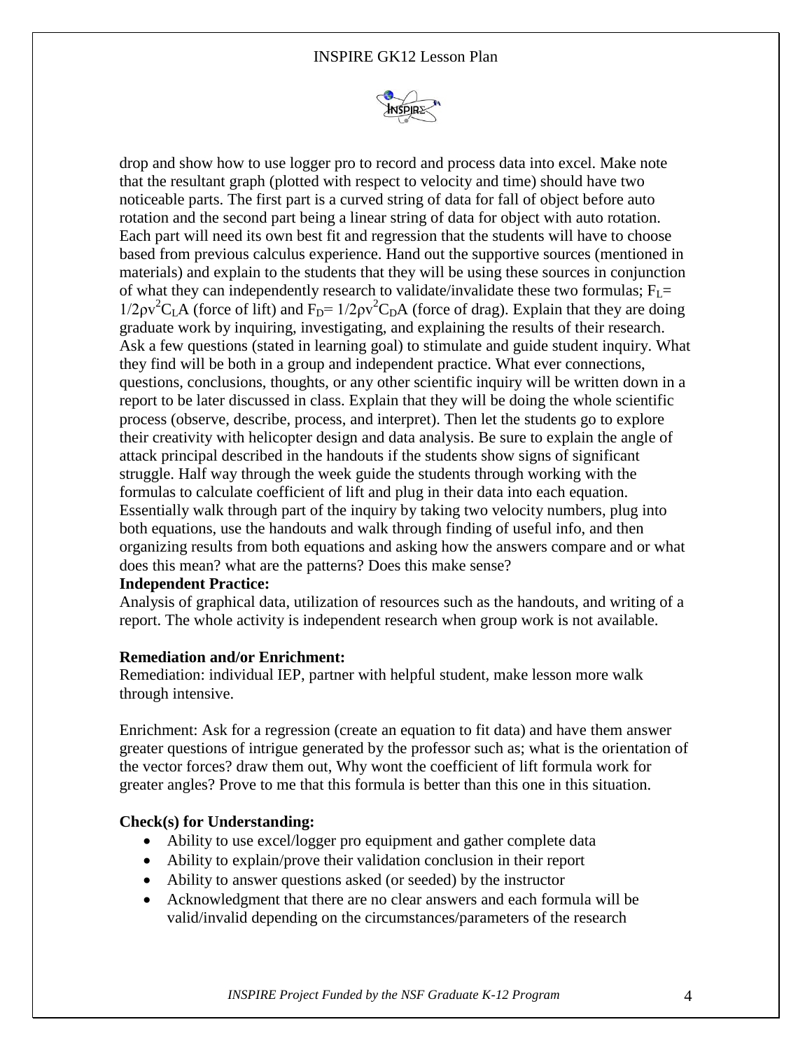drop and show how to use logger pro to record and process data into excel. Make note that the resultant graph (plotted with respect to velocity and time) should have two noticeable parts. The first part is a curved string of data for fall of object before auto rotation and the second part being a linear string of data for object with auto rotation. Each part will need its own best fit and regression that the students will have to choose based from previous calculus experience. Hand out the supportive sources (mentioned in materials) and explain to the students that they will be using these sources in conjunction of what they can independently research to validate/invalidate these two formulas; $F_L= 1/2\rho v^2 C_L A$ (force of lift) and $F_D= 1/2\rho v^2 C_D A$ (force of drag). Explain that they are doing graduate work by inquiring, investigating, and explaining the results of their research. Ask a few questions (stated in learning goal) to stimulate and guide student inquiry. What they find will be both in a group and independent practice. What ever connections, questions, conclusions, thoughts, or any other scientific inquiry will be written down in a report to be later discussed in class. Explain that they will be doing the whole scientific process (observe, describe, process, and interpret). Then let the students go to explore their creativity with helicopter design and data analysis. Be sure to explain the angle of attack principal described in the handouts if the students show signs of significant struggle. Half way through the week guide the students through working with the formulas to calculate coefficient of lift and plug in their data into each equation. Essentially walk through part of the inquiry by taking two velocity numbers, plug into both equations, use the handouts and walk through finding of useful info, and then organizing results from both equations and asking how the answers compare and or what does this mean? what are the patterns? Does this make sense?

**Independent Practice:**

Analysis of graphical data, utilization of resources such as the handouts, and writing of a report. The whole activity is independent research when group work is not available.

**Remediation and/or Enrichment:**

Remediation: individual IEP, partner with helpful student, make lesson more walk through intensive.

Enrichment: Ask for a regression (create an equation to fit data) and have them answer greater questions of intrigue generated by the professor such as; what is the orientation of the vector forces? draw them out, Why wont the coefficient of lift formula work for greater angles? Prove to me that this formula is better than this one in this situation.

**Check(s) for Understanding:**

- Ability to use excel/logger pro equipment and gather complete data
- Ability to explain/prove their validation conclusion in their report
- Ability to answer questions asked (or seeded) by the instructor
- Acknowledgment that there are no clear answers and each formula will be valid/invalid depending on the circumstances/parameters of the research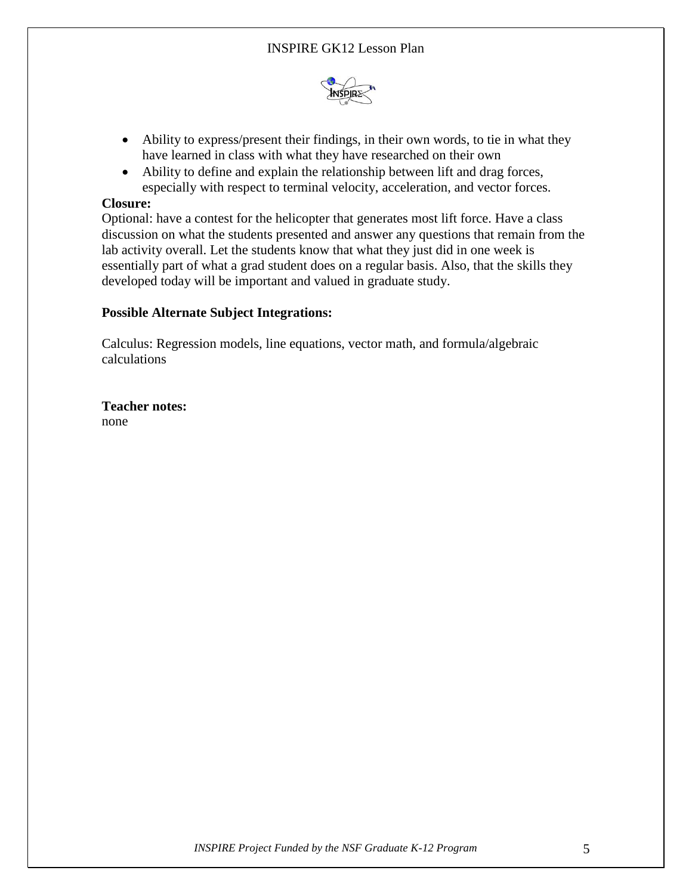- Ability to express/present their findings, in their own words, to tie in what they have learned in class with what they have researched on their own
- Ability to define and explain the relationship between lift and drag forces, especially with respect to terminal velocity, acceleration, and vector forces.

**Closure:**

Optional: have a contest for the helicopter that generates most lift force. Have a class discussion on what the students presented and answer any questions that remain from the lab activity overall. Let the students know that what they just did in one week is essentially part of what a grad student does on a regular basis. Also, that the skills they developed today will be important and valued in graduate study.

**Possible Alternate Subject Integrations:**

Calculus: Regression models, line equations, vector math, and formula/algebraic calculations

**Teacher notes:**

none